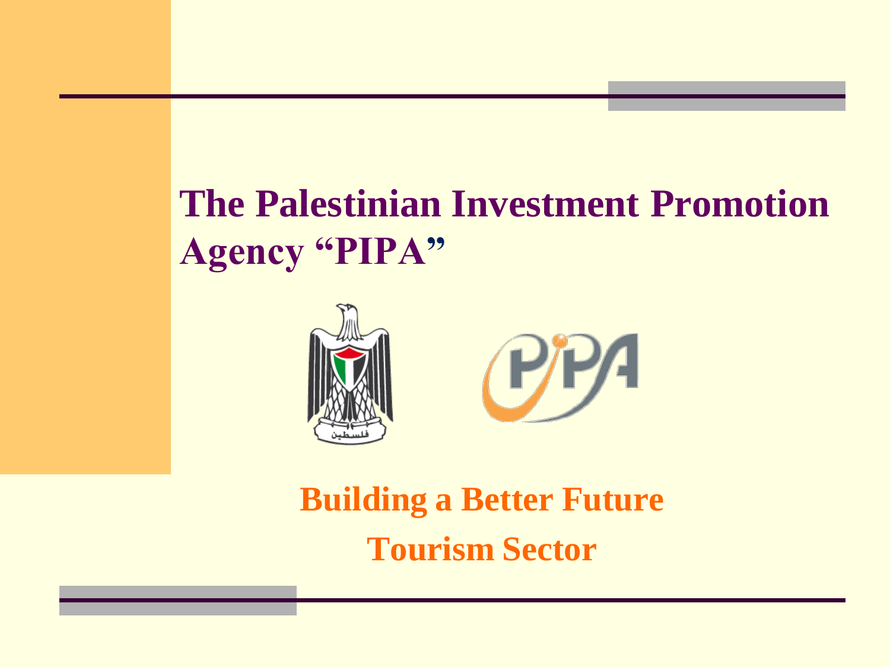# The Palestinian Investment Promotion Agency "PIPA"

**Building a Better Future**

**Tourism Sector**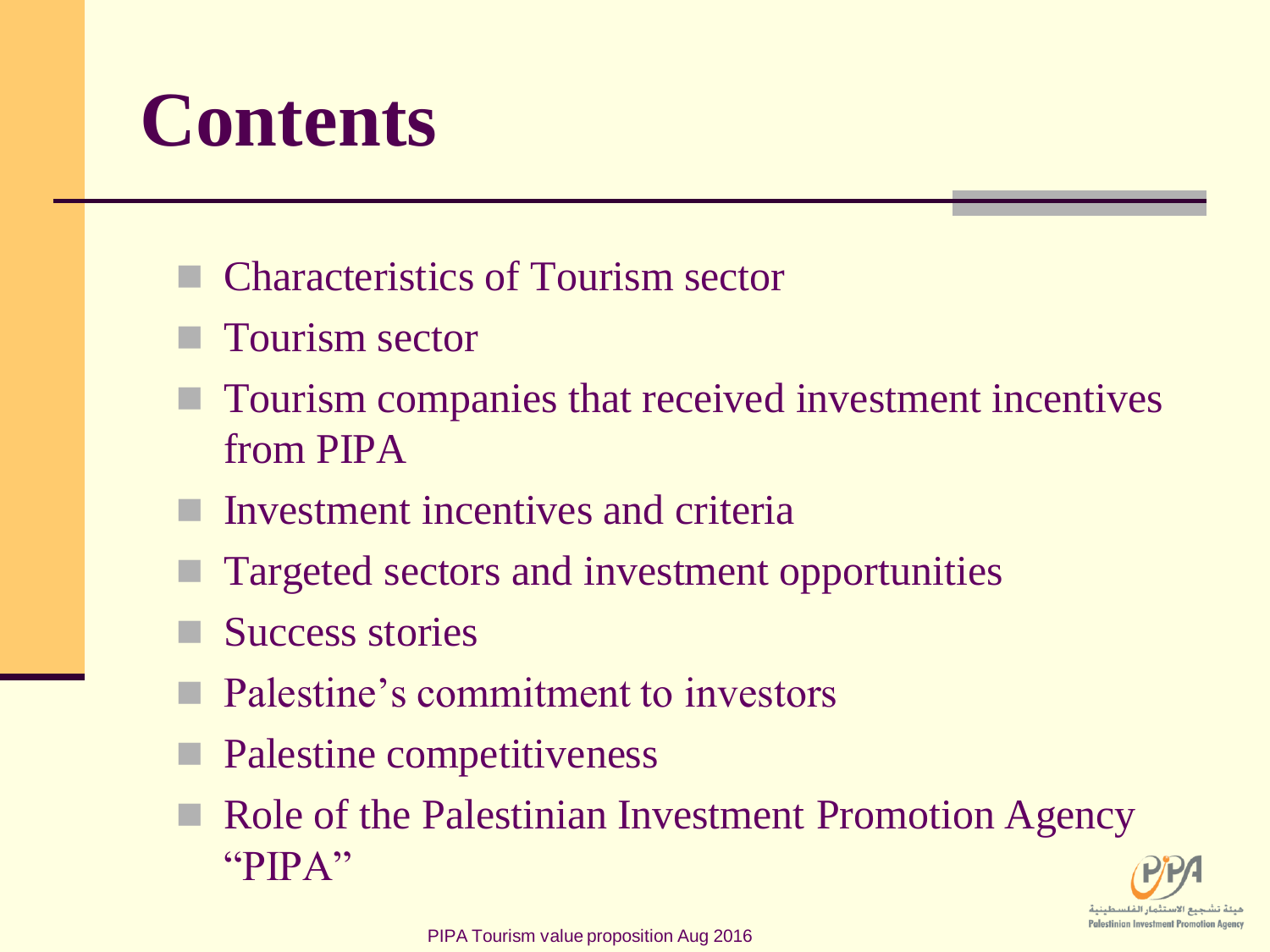# Contents

- Characteristics of Tourism sector
- Tourism sector
- Tourism companies that received investment incentives from PIPA
- Investment incentives and criteria
- Targeted sectors and investment opportunities
- Success stories
- Palestine’s commitment to investors
- Palestine competitiveness
- Role of the Palestinian Investment Promotion Agency “PIPA”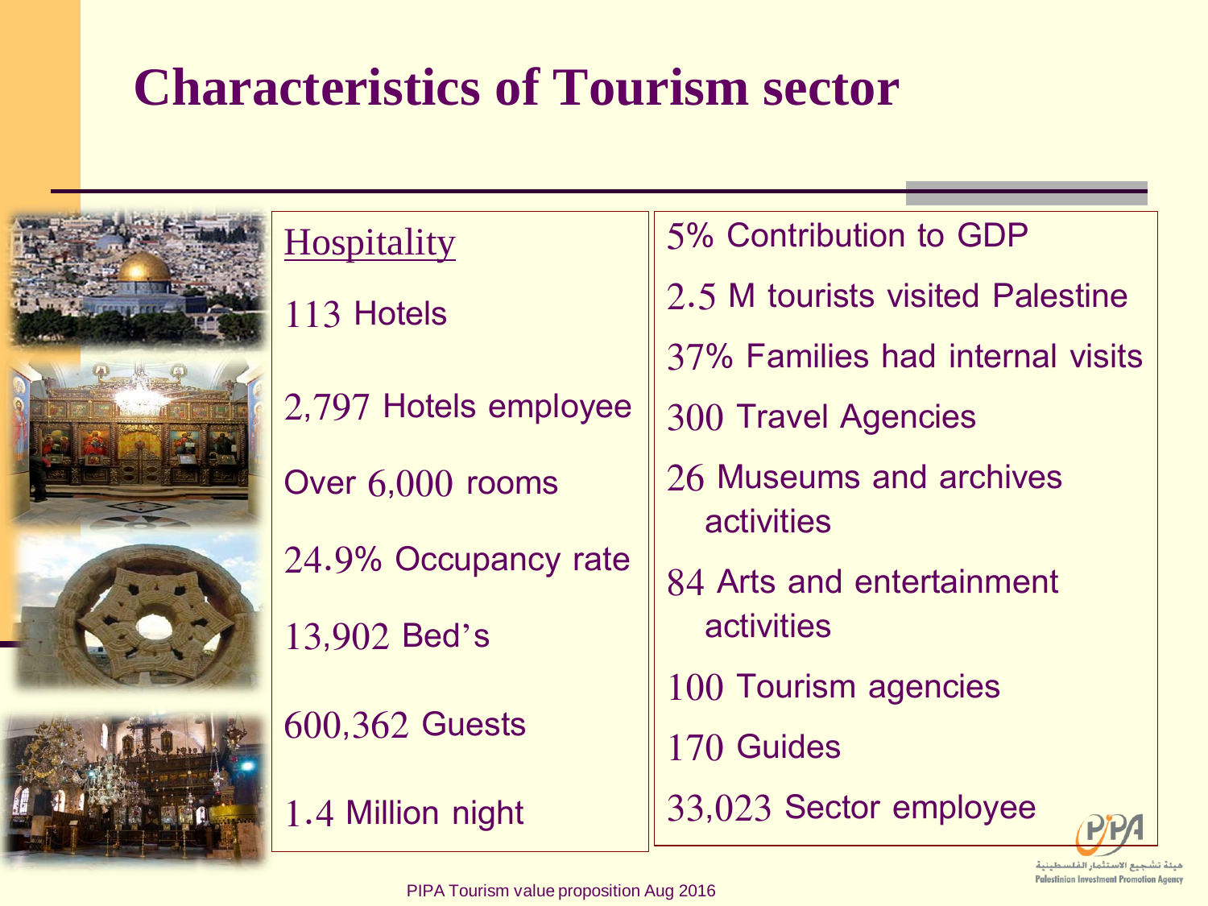# Characteristics of Tourism sector

## Hospitality

- 113 Hotels
- 2,797 Hotels employee
- Over 6,000 rooms
- 24.9% Occupancy rate
- 13,902 Bed's
- 600,362 Guests
- 1.4 Million night

---

- 5% Contribution to GDP
- 2.5 M tourists visited Palestine
- 37% Families had internal visits
- 300 Travel Agencies
- 26 Museums and archives activities
- 84 Arts and entertainment activities
- 100 Tourism agencies
- 170 Guides
- 33,023 Sector employee

PIPA Tourism value proposition Aug 2016

هيئة تشجيع الاستثمار الفلسطينية
Palestinian Investment Promotion Agency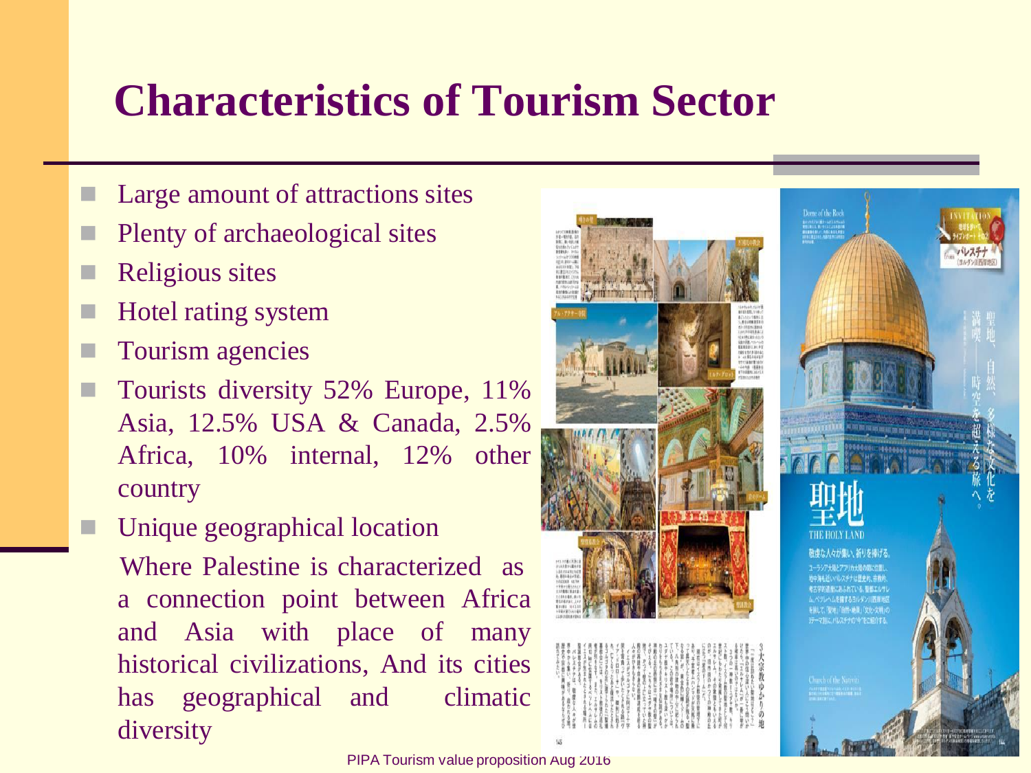# Characteristics of Tourism Sector

- Large amount of attractions sites
- Plenty of archaeological sites
- Religious sites
- Hotel rating system
- Tourism agencies
- Tourists diversity 52% Europe, 11% Asia, 12.5% USA & Canada, 2.5% Africa, 10% internal, 12% other country
- Unique geographical location

  Where Palestine is characterized as a connection point between Africa and Asia with place of many historical civilizations, And its cities has geographical and climatic diversity

PIPA Tourism value proposition Aug 2016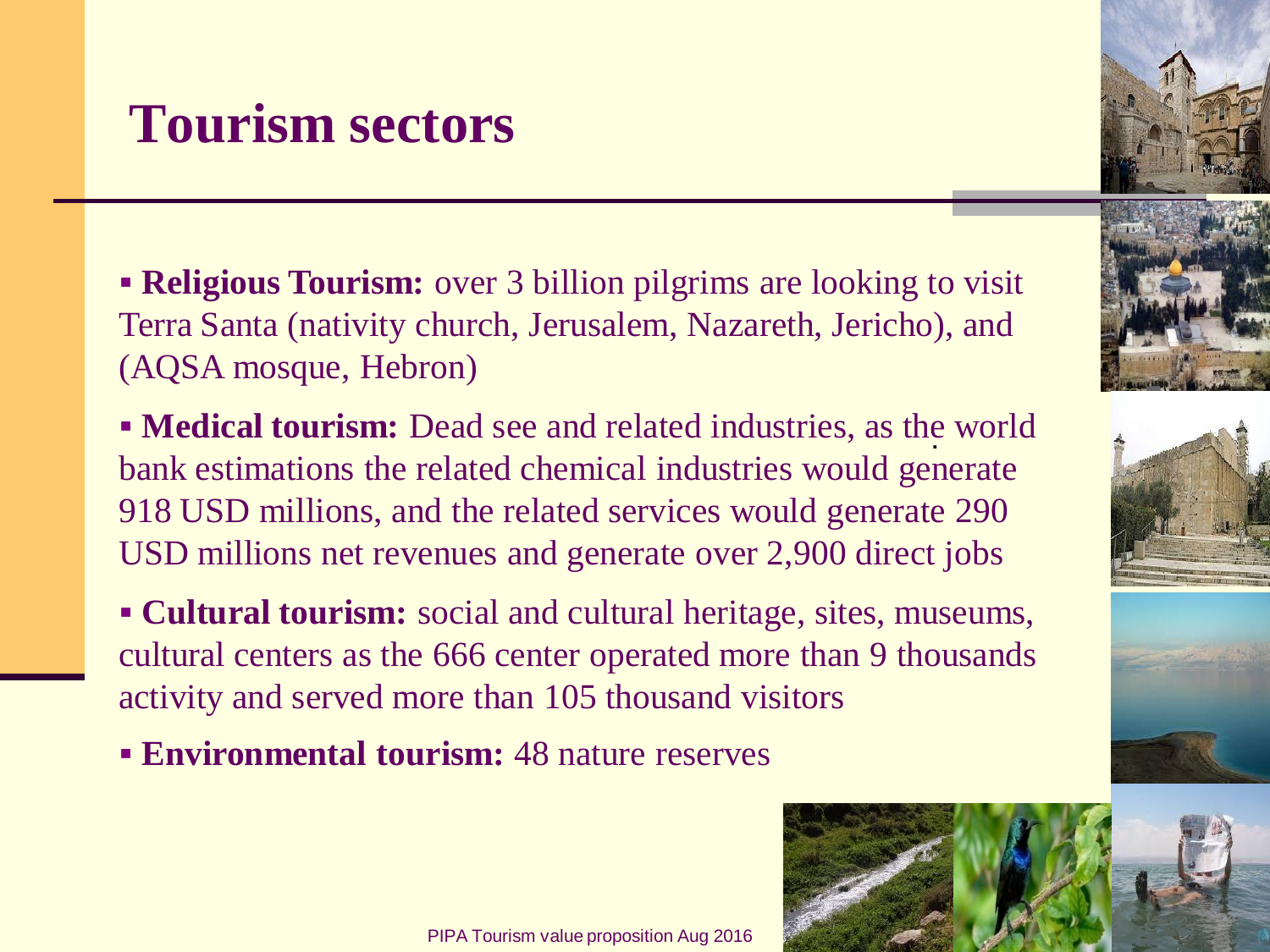# Tourism sectors

- **Religious Tourism:** over 3 billion pilgrims are looking to visit Terra Santa (nativity church, Jerusalem, Nazareth, Jericho), and (AQSA mosque, Hebron)
- **Medical tourism:** Dead see and related industries, as the world bank estimations the related chemical industries would generate 918 USD millions, and the related services would generate 290 USD millions net revenues and generate over 2,900 direct jobs
- **Cultural tourism:** social and cultural heritage, sites, museums, cultural centers as the 666 center operated more than 9 thousands activity and served more than 105 thousand visitors
- **Environmental tourism:** 48 nature reserves

PIPA Tourism value proposition Aug 2016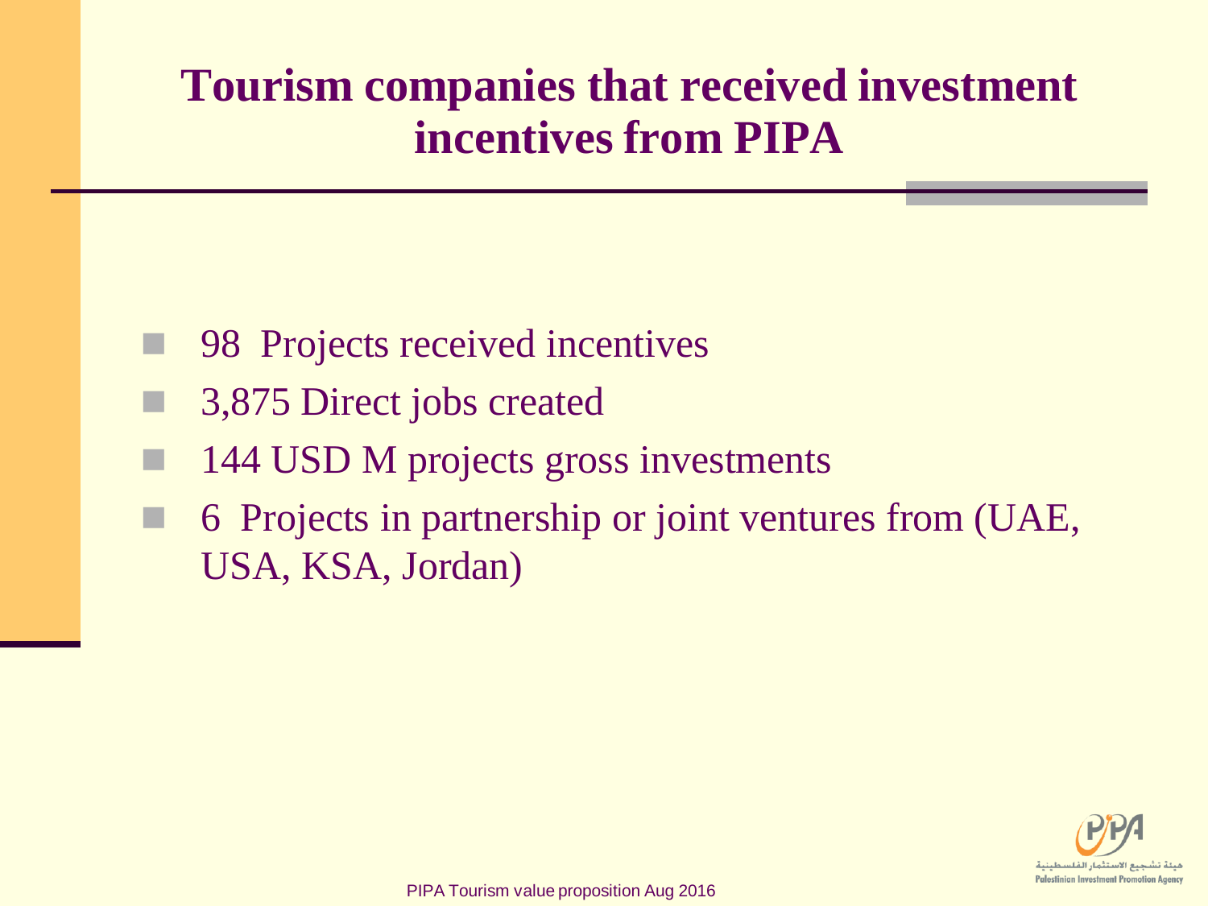# Tourism companies that received investment incentives from PIPA

- 98 Projects received incentives
- 3,875 Direct jobs created
- 144 USD M projects gross investments
- 6 Projects in partnership or joint ventures from (UAE, USA, KSA, Jordan)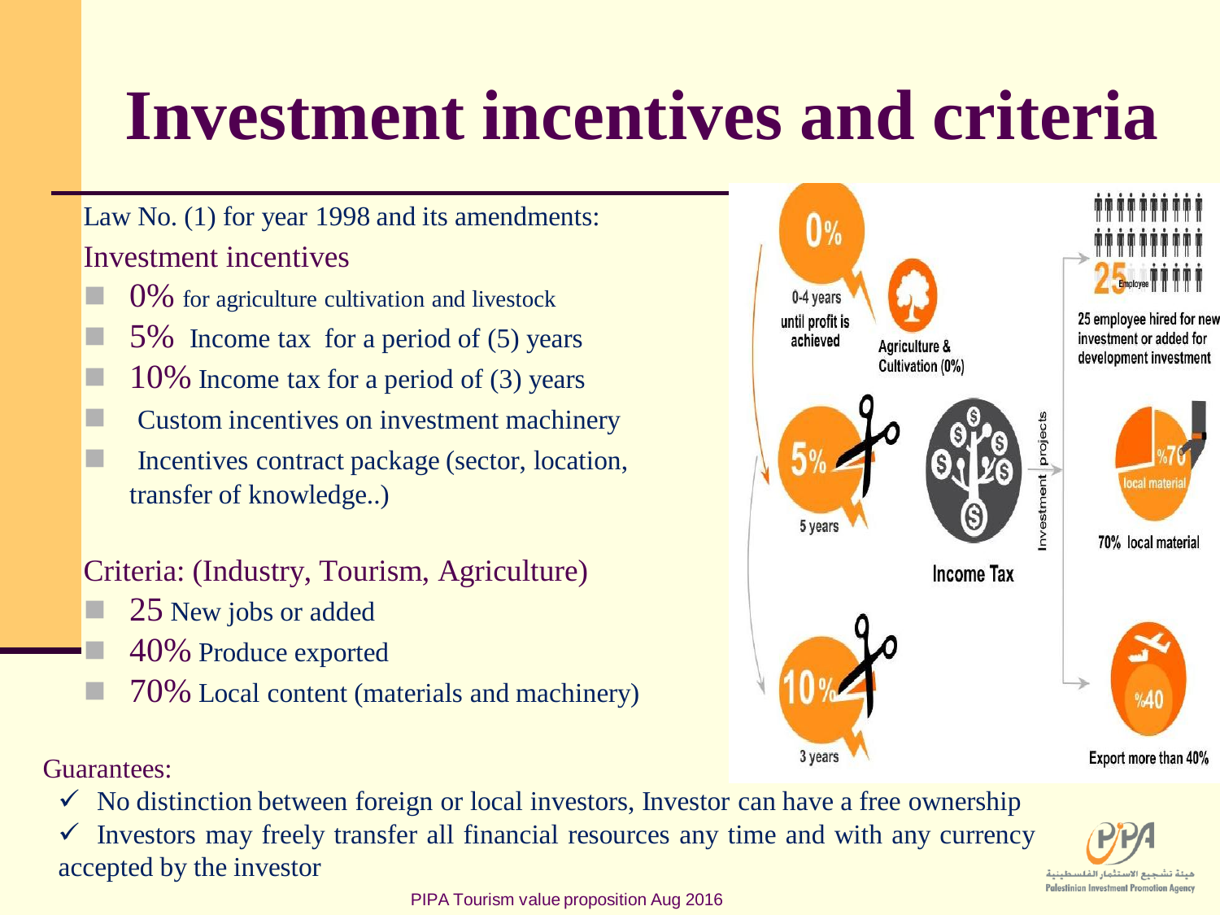# Investment incentives and criteria

Law No. (1) for year 1998 and its amendments:

Investment incentives

- 0% for agriculture cultivation and livestock
- 5% Income tax for a period of (5) years
- 10% Income tax for a period of (3) years
- Custom incentives on investment machinery
- Incentives contract package (sector, location, transfer of knowledge..)

Criteria: (Industry, Tourism, Agriculture)

- 25 New jobs or added
- 40% Produce exported
- 70% Local content (materials and machinery)

0% 0-4 years until profit is achieved

Agriculture & Cultivation (0%)

5% 5 years

10% 3 years

Income Tax

Investment projects

25 Employee

25 employee hired for new investment or added for development investment

%70 local material

70% local material

%40

Export more than 40%

Guarantees:

- ✓ No distinction between foreign or local investors, Investor can have a free ownership
- ✓ Investors may freely transfer all financial resources any time and with any currency accepted by the investor

PIPA

هيئة تشجيع الاستثمار الفلسطينية

Palestinian Investment Promotion Agency

PIPA Tourism value proposition Aug 2016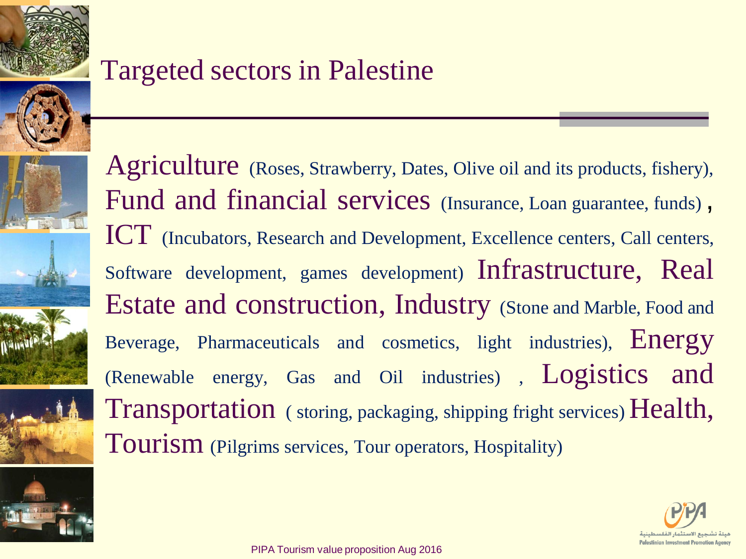# Targeted sectors in Palestine

Agriculture (Roses, Strawberry, Dates, Olive oil and its products, fishery), Fund and financial services (Insurance, Loan guarantee, funds) **,** ICT (Incubators, Research and Development, Excellence centers, Call centers, Software development, games development) Infrastructure, Real Estate and construction, Industry (Stone and Marble, Food and Beverage, Pharmaceuticals and cosmetics, light industries), Energy (Renewable energy, Gas and Oil industries) , Logistics and Transportation ( storing, packaging, shipping fright services) Health, Tourism (Pilgrims services, Tour operators, Hospitality)

هيئة تشجيع الاستثمار الفلسطينية
Palestinian Investment Promotion Agency

PIPA Tourism value proposition Aug 2016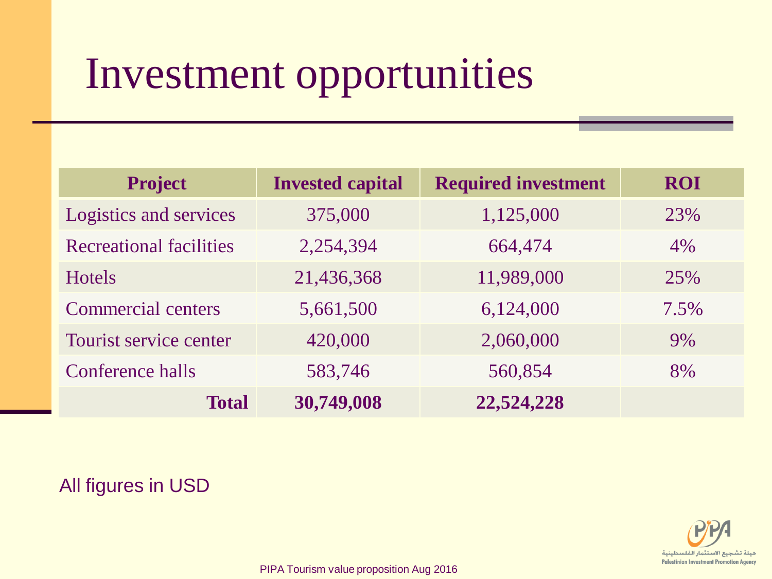# Investment opportunities

| Project | Invested capital | Required investment | ROI |
|---|---|---|---|
| Logistics and services | 375,000 | 1,125,000 | 23% |
| Recreational facilities | 2,254,394 | 664,474 | 4% |
| Hotels | 21,436,368 | 11,989,000 | 25% |
| Commercial centers | 5,661,500 | 6,124,000 | 7.5% |
| Tourist service center | 420,000 | 2,060,000 | 9% |
| Conference halls | 583,746 | 560,854 | 8% |
| **Total** | **30,749,008** | **22,524,228** | |

All figures in USD

هيئة تشجيع الاستثمار الفلسطينية
Palestinian Investment Promotion Agency

PIPA Tourism value proposition Aug 2016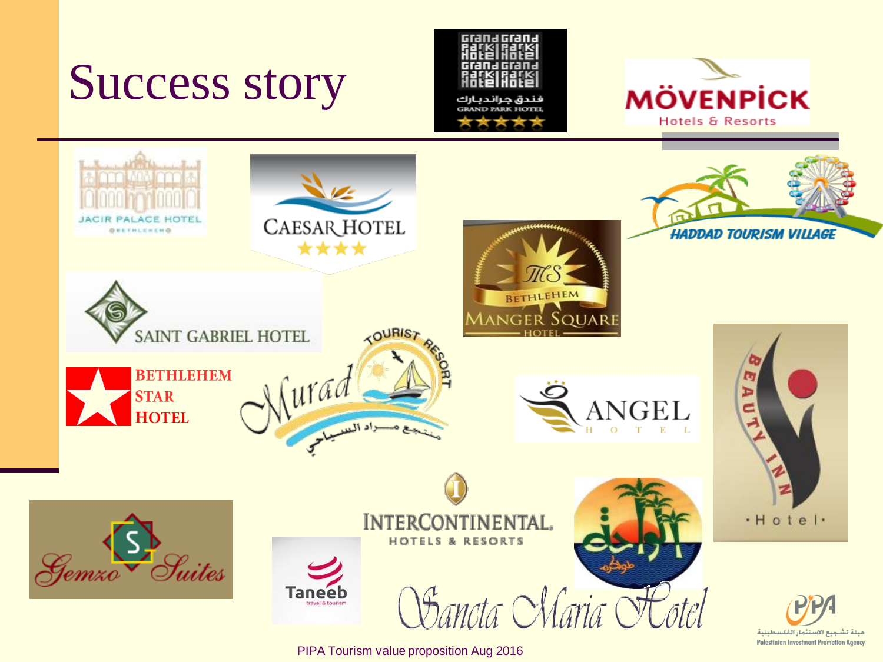# Success story

Grand Park Hotel
فندق جراند بارك
GRAND PARK HOTEL

MÖVENPICK
Hotels & Resorts

JACIR PALACE HOTEL
BETHLEHEM

CAESAR HOTEL

HADDAD TOURISM VILLAGE

BETHLEHEM
MANGER SQUARE
HOTEL

SAINT GABRIEL HOTEL

BETHLEHEM
STAR
HOTEL

Murad
TOURIST RESORT
منتجع مراد السياحي

ANGEL
HOTEL

BEAUTY INN
Hotel

Gemzo Suites

INTERCONTINENTAL.
HOTELS & RESORTS

Taneeb
travel & tourism

Sancta Maria Hotel

هيئة تشجيع الاستثمار الفلسطينية
Palestinian Investment Promotion Agency

PIPA Tourism value proposition Aug 2016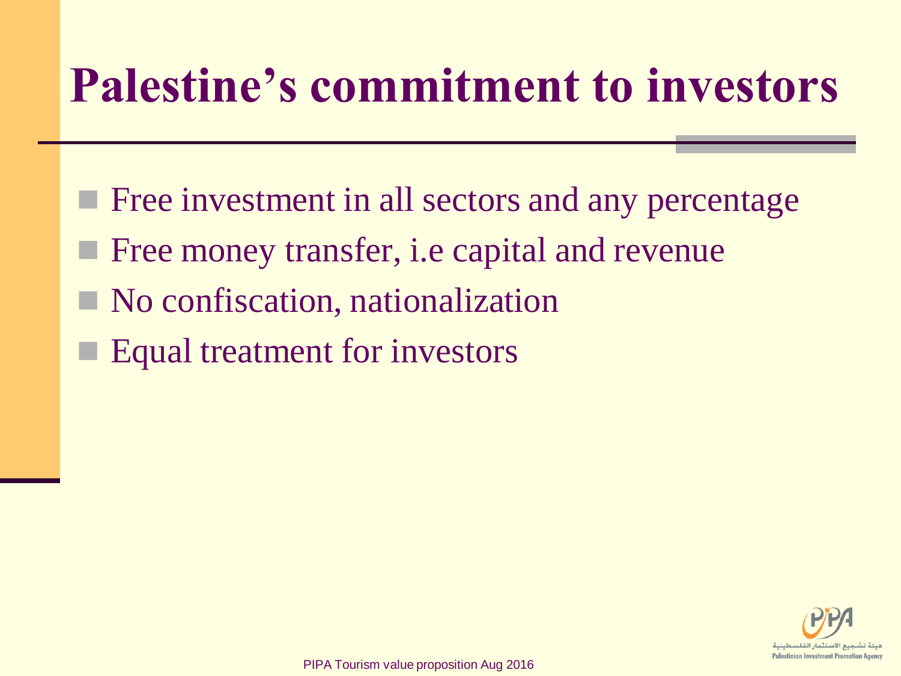# Palestine's commitment to investors

- Free investment in all sectors and any percentage
- Free money transfer, i.e capital and revenue
- No confiscation, nationalization
- Equal treatment for investors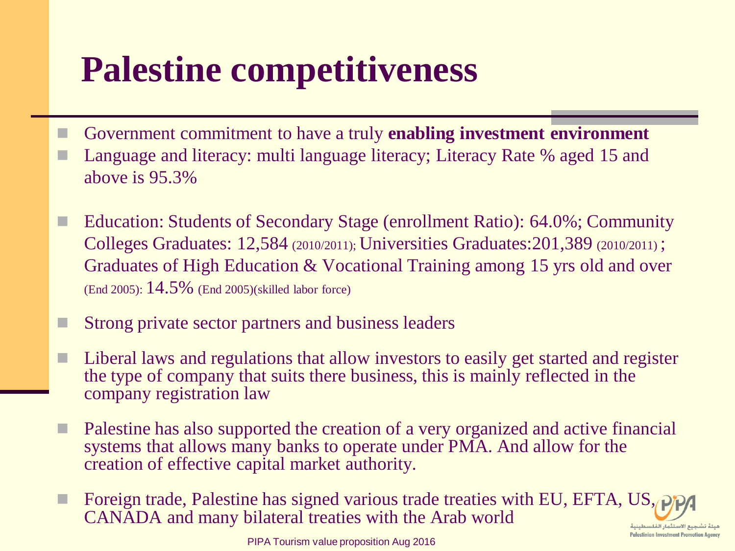# Palestine competitiveness

- Government commitment to have a truly **enabling investment environment**
- Language and literacy: multi language literacy; Literacy Rate % aged 15 and above is 95.3%
- Education: Students of Secondary Stage (enrollment Ratio): 64.0%; Community Colleges Graduates: 12,584 (2010/2011); Universities Graduates:201,389 (2010/2011) ; Graduates of High Education & Vocational Training among 15 yrs old and over (End 2005): 14.5% (End 2005)(skilled labor force)
- Strong private sector partners and business leaders
- Liberal laws and regulations that allow investors to easily get started and register the type of company that suits there business, this is mainly reflected in the company registration law
- Palestine has also supported the creation of a very organized and active financial systems that allows many banks to operate under PMA. And allow for the creation of effective capital market authority.
- Foreign trade, Palestine has signed various trade treaties with EU, EFTA, US, CANADA and many bilateral treaties with the Arab world

PIPA Tourism value proposition Aug 2016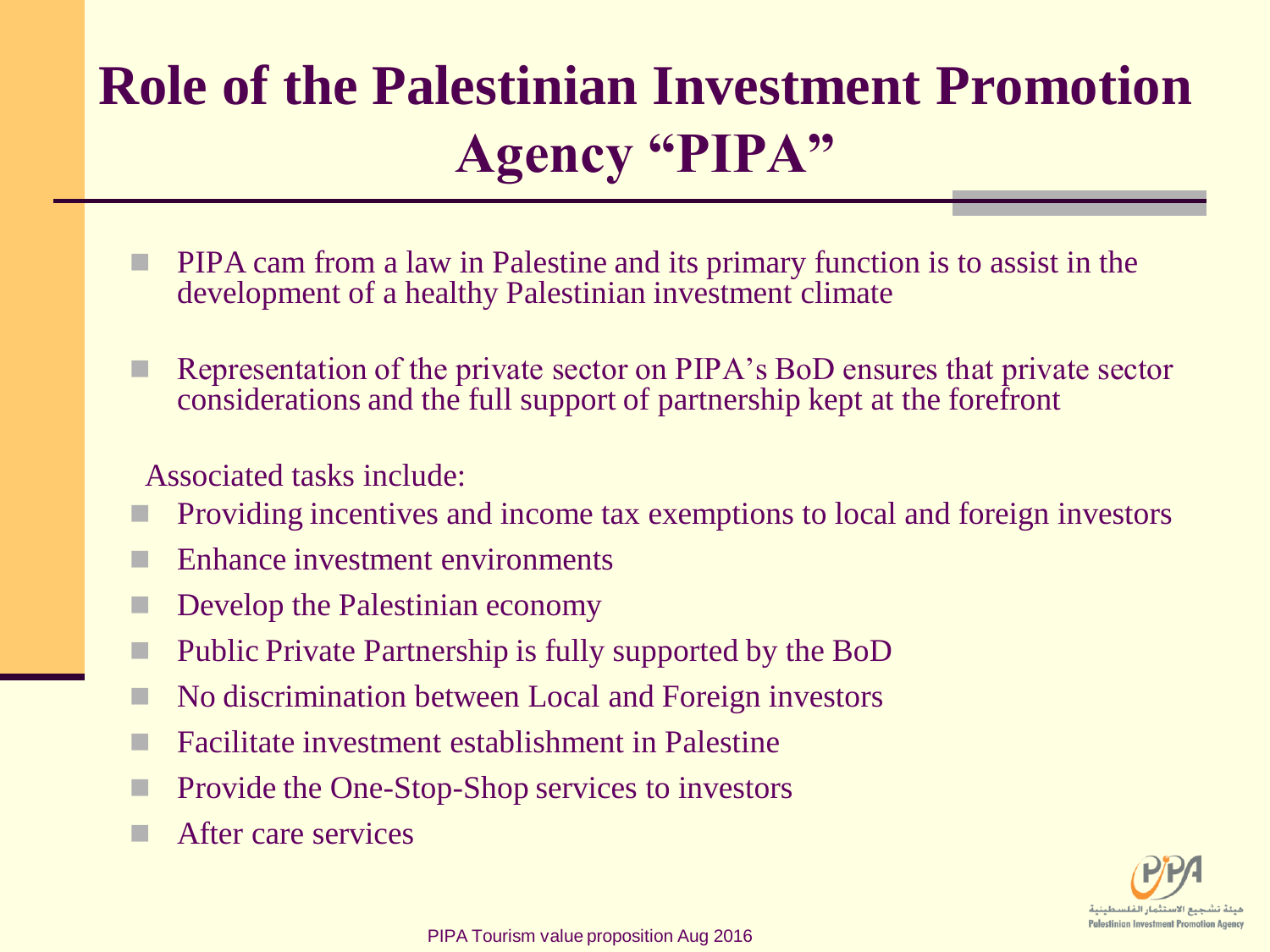# Role of the Palestinian Investment Promotion Agency "PIPA"

- PIPA cam from a law in Palestine and its primary function is to assist in the development of a healthy Palestinian investment climate

- Representation of the private sector on PIPA's BoD ensures that private sector considerations and the full support of partnership kept at the forefront

Associated tasks include:

- Providing incentives and income tax exemptions to local and foreign investors
- Enhance investment environments
- Develop the Palestinian economy
- Public Private Partnership is fully supported by the BoD
- No discrimination between Local and Foreign investors
- Facilitate investment establishment in Palestine
- Provide the One-Stop-Shop services to investors
- After care services

PIPA Tourism value proposition Aug 2016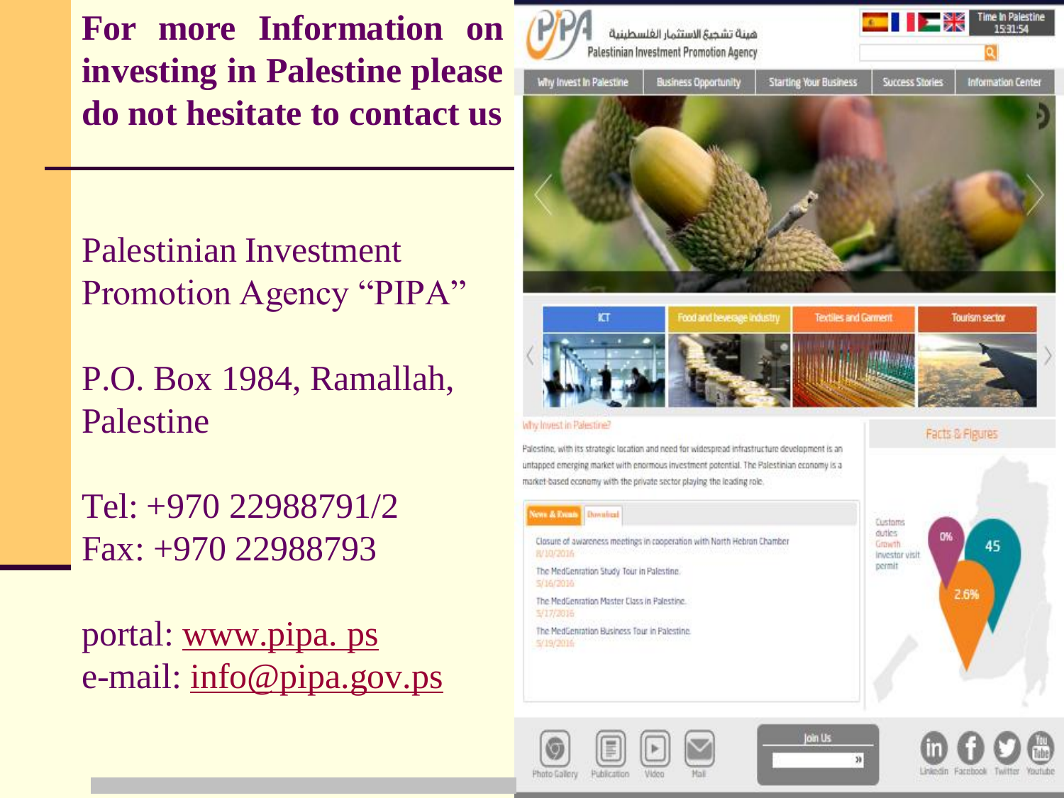**For more Information on investing in Palestine please do not hesitate to contact us**

Palestinian Investment Promotion Agency “PIPA”

P.O. Box 1984, Ramallah, Palestine

Tel: +970 22988791/2
Fax: +970 22988793

portal: www.pipa. ps
e-mail: info@pipa.gov.ps